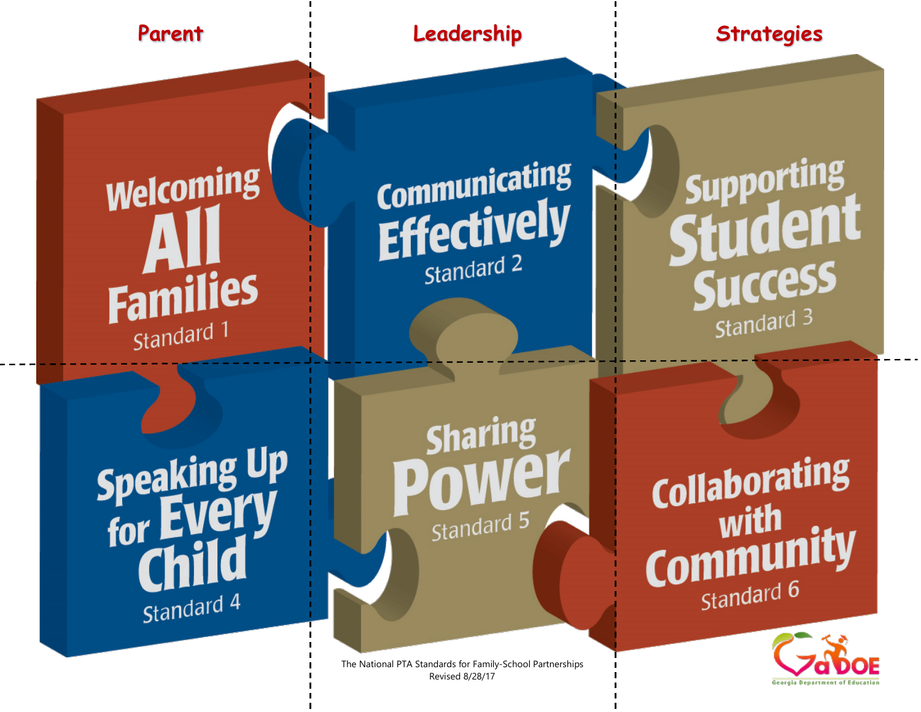| Parent | Leadership | Strategies |
| --- | --- | --- |
| **Welcoming All Families** Standard 1 | **Communicating Effectively** Standard 2 | **Supporting Student Success** Standard 3 |
| **Speaking Up for Every Child** Standard 4 | **Sharing Power** Standard 5 | **Collaborating with Community** Standard 6 |

The National PTA Standards for Family-School Partnerships
Revised 8/28/17

GaDOE
Georgia Department of Education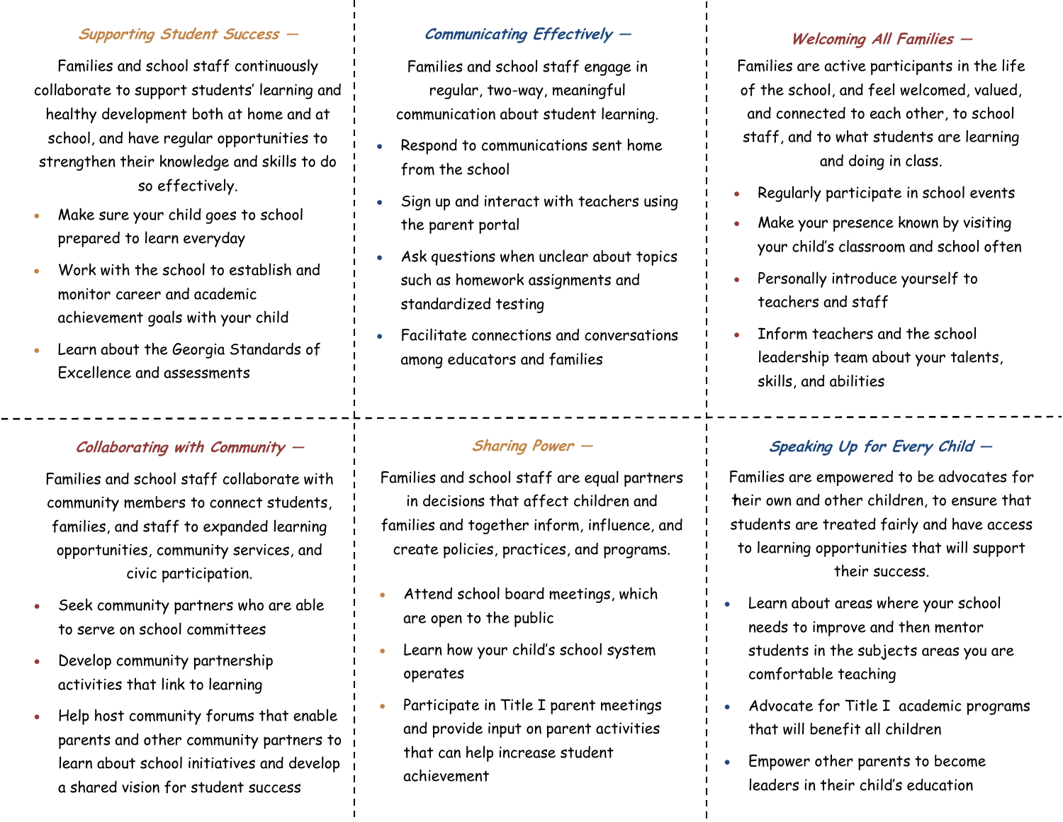## *Supporting Student Success —*

Families and school staff continuously collaborate to support students' learning and healthy development both at home and at school, and have regular opportunities to strengthen their knowledge and skills to do so effectively.

- Make sure your child goes to school prepared to learn everyday
- Work with the school to establish and monitor career and academic achievement goals with your child
- Learn about the Georgia Standards of Excellence and assessments

## *Communicating Effectively —*

Families and school staff engage in regular, two-way, meaningful communication about student learning.

- Respond to communications sent home from the school
- Sign up and interact with teachers using the parent portal
- Ask questions when unclear about topics such as homework assignments and standardized testing
- Facilitate connections and conversations among educators and families

## *Welcoming All Families —*

Families are active participants in the life of the school, and feel welcomed, valued, and connected to each other, to school staff, and to what students are learning and doing in class.

- Regularly participate in school events
- Make your presence known by visiting your child's classroom and school often
- Personally introduce yourself to teachers and staff
- Inform teachers and the school leadership team about your talents, skills, and abilities

## *Collaborating with Community —*

Families and school staff collaborate with community members to connect students, families, and staff to expanded learning opportunities, community services, and civic participation.

- Seek community partners who are able to serve on school committees
- Develop community partnership activities that link to learning
- Help host community forums that enable parents and other community partners to learn about school initiatives and develop a shared vision for student success

## *Sharing Power —*

Families and school staff are equal partners in decisions that affect children and families and together inform, influence, and create policies, practices, and programs.

- Attend school board meetings, which are open to the public
- Learn how your child's school system operates
- Participate in Title I parent meetings and provide input on parent activities that can help increase student achievement

## *Speaking Up for Every Child —*

Families are empowered to be advocates for their own and other children, to ensure that students are treated fairly and have access to learning opportunities that will support their success.

- Learn about areas where your school needs to improve and then mentor students in the subjects areas you are comfortable teaching
- Advocate for Title I academic programs that will benefit all children
- Empower other parents to become leaders in their child's education